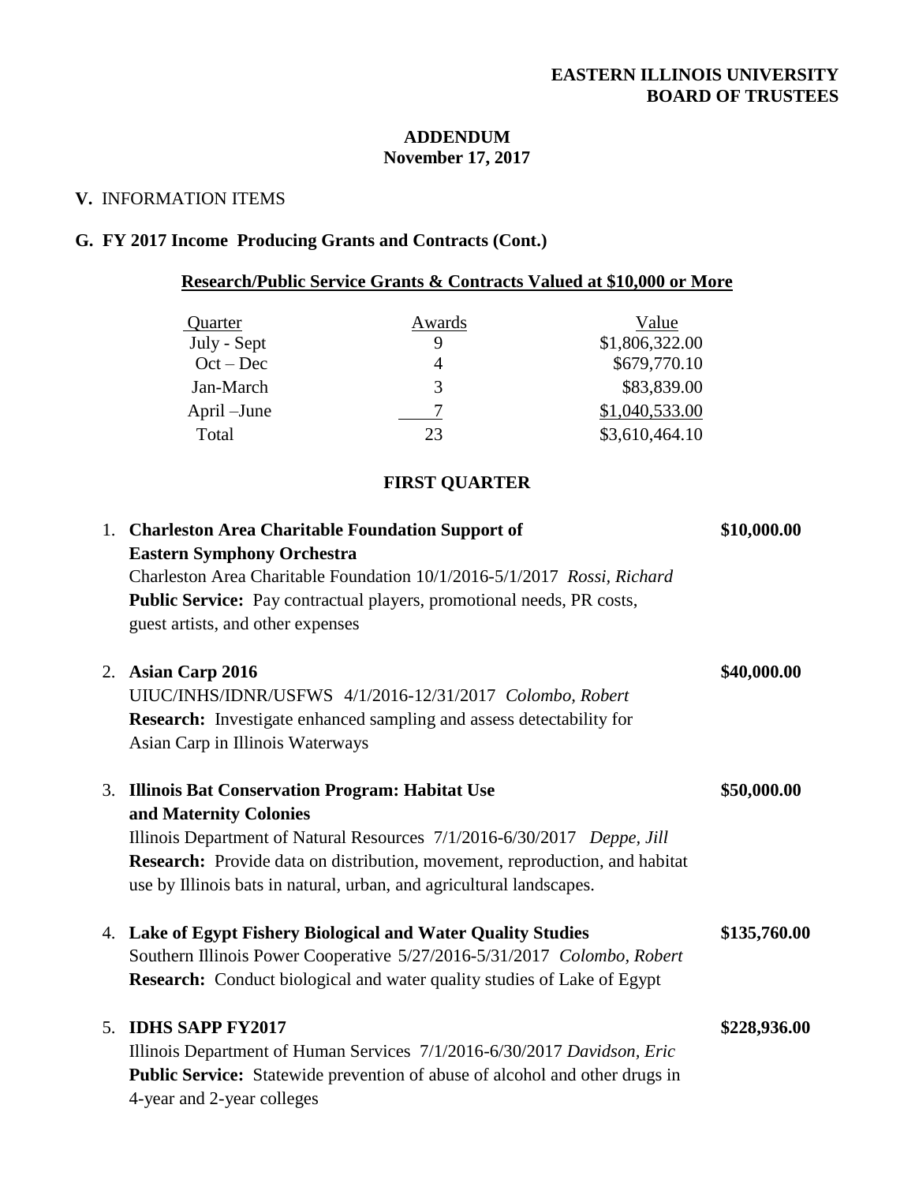**EASTERN ILLINOIS UNIVERSITY**
**BOARD OF TRUSTEES**

**ADDENDUM**
**November 17, 2017**

**V.** INFORMATION ITEMS

**G. FY 2017 Income Producing Grants and Contracts (Cont.)**

**Research/Public Service Grants & Contracts Valued at $10,000 or More**

| Quarter | Awards | Value |
|---|---|---|
| July - Sept | 9 | $1,806,322.00 |
| Oct – Dec | 4 | $679,770.10 |
| Jan-March | 3 | $83,839.00 |
| April –June | 7 | $1,040,533.00 |
| Total | 23 | $3,610,464.10 |

**FIRST QUARTER**

1. **Charleston Area Charitable Foundation Support of Eastern Symphony Orchestra** — **$10,000.00**
   Charleston Area Charitable Foundation 10/1/2016-5/1/2017 *Rossi, Richard*
   **Public Service:** Pay contractual players, promotional needs, PR costs, guest artists, and other expenses

2. **Asian Carp 2016** — **$40,000.00**
   UIUC/INHS/IDNR/USFWS 4/1/2016-12/31/2017 *Colombo, Robert*
   **Research:** Investigate enhanced sampling and assess detectability for Asian Carp in Illinois Waterways

3. **Illinois Bat Conservation Program: Habitat Use and Maternity Colonies** — **$50,000.00**
   Illinois Department of Natural Resources 7/1/2016-6/30/2017 *Deppe, Jill*
   **Research:** Provide data on distribution, movement, reproduction, and habitat use by Illinois bats in natural, urban, and agricultural landscapes.

4. **Lake of Egypt Fishery Biological and Water Quality Studies** — **$135,760.00**
   Southern Illinois Power Cooperative 5/27/2016-5/31/2017 *Colombo, Robert*
   **Research:** Conduct biological and water quality studies of Lake of Egypt

5. **IDHS SAPP FY2017** — **$228,936.00**
   Illinois Department of Human Services 7/1/2016-6/30/2017 *Davidson, Eric*
   **Public Service:** Statewide prevention of abuse of alcohol and other drugs in 4-year and 2-year colleges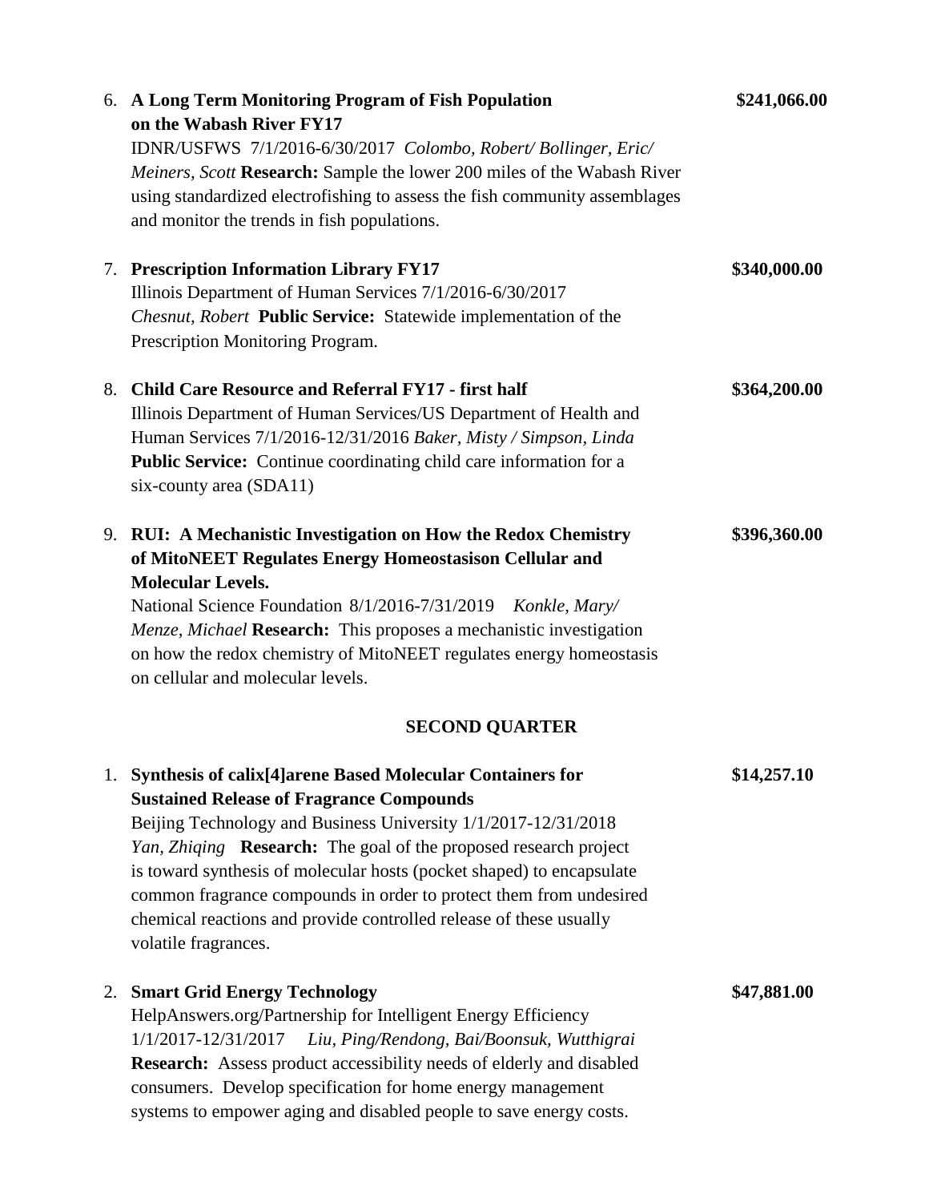6. **A Long Term Monitoring Program of Fish Population on the Wabash River FY17** **$241,066.00**
   IDNR/USFWS 7/1/2016-6/30/2017 *Colombo, Robert/ Bollinger, Eric/ Meiners, Scott* **Research:** Sample the lower 200 miles of the Wabash River using standardized electrofishing to assess the fish community assemblages and monitor the trends in fish populations.

7. **Prescription Information Library FY17** **$340,000.00**
   Illinois Department of Human Services 7/1/2016-6/30/2017 *Chesnut, Robert* **Public Service:** Statewide implementation of the Prescription Monitoring Program.

8. **Child Care Resource and Referral FY17 - first half** **$364,200.00**
   Illinois Department of Human Services/US Department of Health and Human Services 7/1/2016-12/31/2016 *Baker, Misty / Simpson, Linda* **Public Service:** Continue coordinating child care information for a six-county area (SDA11)

9. **RUI: A Mechanistic Investigation on How the Redox Chemistry of MitoNEET Regulates Energy Homeostasison Cellular and Molecular Levels.** **$396,360.00**
   National Science Foundation 8/1/2016-7/31/2019 *Konkle, Mary/ Menze, Michael* **Research:** This proposes a mechanistic investigation on how the redox chemistry of MitoNEET regulates energy homeostasis on cellular and molecular levels.

### SECOND QUARTER

1. **Synthesis of calix[4]arene Based Molecular Containers for Sustained Release of Fragrance Compounds** **$14,257.10**
   Beijing Technology and Business University 1/1/2017-12/31/2018 *Yan, Zhiqing* **Research:** The goal of the proposed research project is toward synthesis of molecular hosts (pocket shaped) to encapsulate common fragrance compounds in order to protect them from undesired chemical reactions and provide controlled release of these usually volatile fragrances.

2. **Smart Grid Energy Technology** **$47,881.00**
   HelpAnswers.org/Partnership for Intelligent Energy Efficiency 1/1/2017-12/31/2017 *Liu, Ping/Rendong, Bai/Boonsuk, Wutthigrai* **Research:** Assess product accessibility needs of elderly and disabled consumers. Develop specification for home energy management systems to empower aging and disabled people to save energy costs.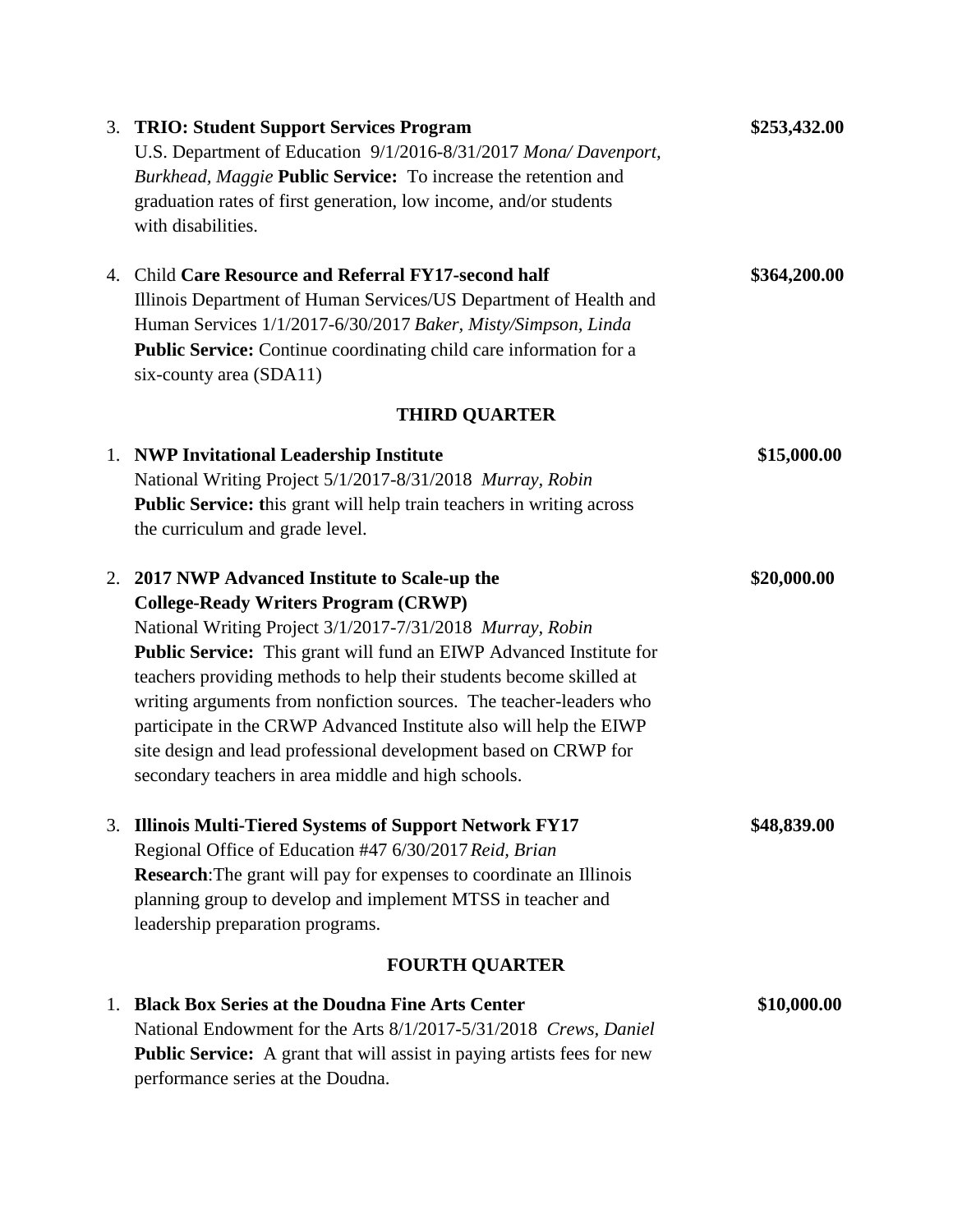3. **TRIO: Student Support Services Program** **$253,432.00**
U.S. Department of Education 9/1/2016-8/31/2017 *Mona/ Davenport, Burkhead, Maggie* **Public Service:** To increase the retention and graduation rates of first generation, low income, and/or students with disabilities.

4. Child **Care Resource and Referral FY17-second half** **$364,200.00**
Illinois Department of Human Services/US Department of Health and Human Services 1/1/2017-6/30/2017 *Baker, Misty/Simpson, Linda*
**Public Service:** Continue coordinating child care information for a six-county area (SDA11)

**THIRD QUARTER**

1. **NWP Invitational Leadership Institute** **$15,000.00**
National Writing Project 5/1/2017-8/31/2018 *Murray, Robin*
**Public Service: t**his grant will help train teachers in writing across the curriculum and grade level.

2. **2017 NWP Advanced Institute to Scale-up the College-Ready Writers Program (CRWP)** **$20,000.00**
National Writing Project 3/1/2017-7/31/2018 *Murray, Robin*
**Public Service:** This grant will fund an EIWP Advanced Institute for teachers providing methods to help their students become skilled at writing arguments from nonfiction sources. The teacher-leaders who participate in the CRWP Advanced Institute also will help the EIWP site design and lead professional development based on CRWP for secondary teachers in area middle and high schools.

3. **Illinois Multi-Tiered Systems of Support Network FY17** **$48,839.00**
Regional Office of Education #47 6/30/2017 *Reid, Brian*
**Research**:The grant will pay for expenses to coordinate an Illinois planning group to develop and implement MTSS in teacher and leadership preparation programs.

**FOURTH QUARTER**

1. **Black Box Series at the Doudna Fine Arts Center** **$10,000.00**
National Endowment for the Arts 8/1/2017-5/31/2018 *Crews, Daniel*
**Public Service:** A grant that will assist in paying artists fees for new performance series at the Doudna.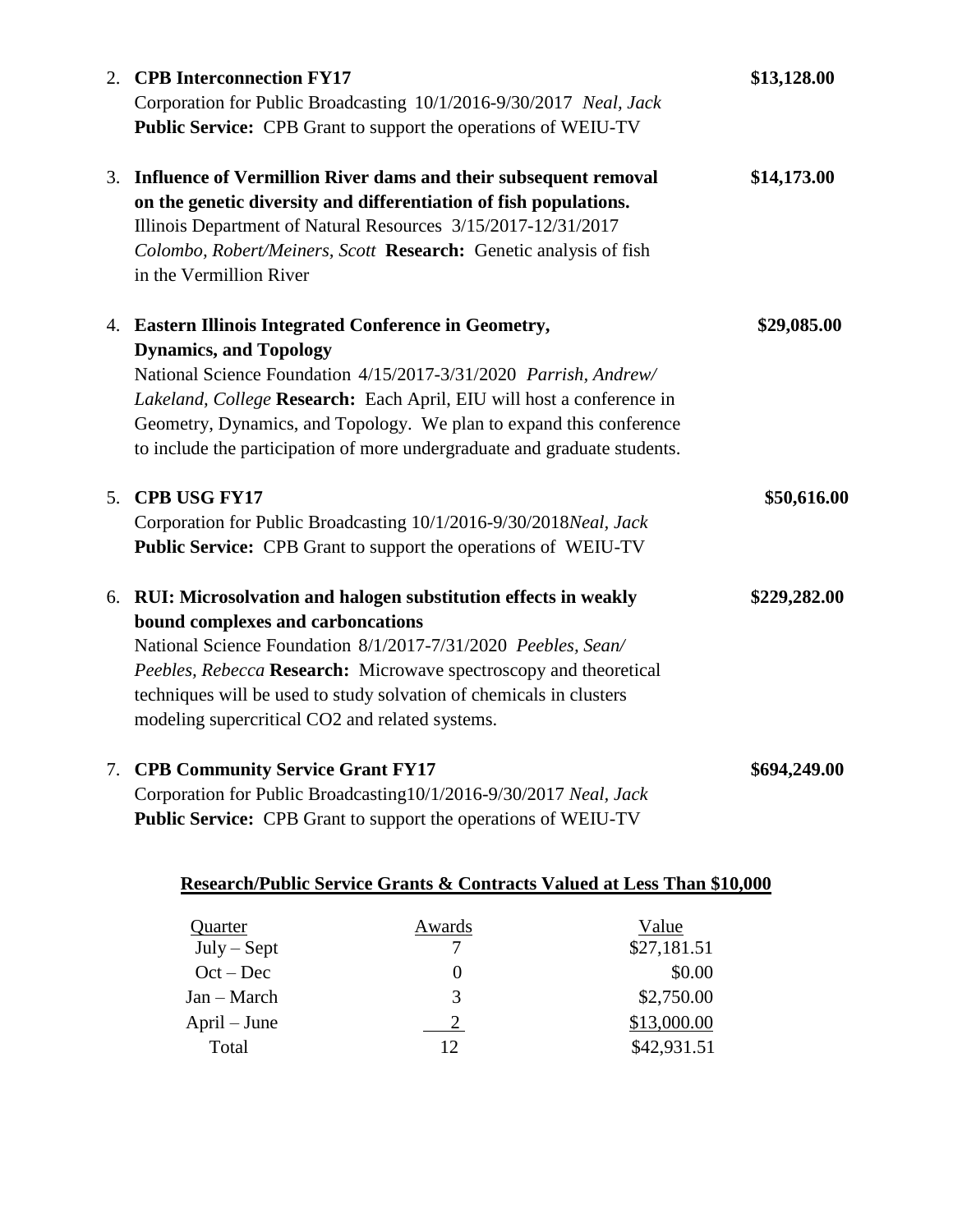2. **CPB Interconnection FY17** **$13,128.00**
   Corporation for Public Broadcasting 10/1/2016-9/30/2017 *Neal, Jack*
   **Public Service:** CPB Grant to support the operations of WEIU-TV

3. **Influence of Vermillion River dams and their subsequent removal on the genetic diversity and differentiation of fish populations.** **$14,173.00**
   Illinois Department of Natural Resources 3/15/2017-12/31/2017
   *Colombo, Robert/Meiners, Scott* **Research:** Genetic analysis of fish in the Vermillion River

4. **Eastern Illinois Integrated Conference in Geometry, Dynamics, and Topology** **$29,085.00**
   National Science Foundation 4/15/2017-3/31/2020 *Parrish, Andrew/ Lakeland, College* **Research:** Each April, EIU will host a conference in Geometry, Dynamics, and Topology. We plan to expand this conference to include the participation of more undergraduate and graduate students.

5. **CPB USG FY17** **$50,616.00**
   Corporation for Public Broadcasting 10/1/2016-9/30/2018*Neal, Jack*
   **Public Service:** CPB Grant to support the operations of WEIU-TV

6. **RUI: Microsolvation and halogen substitution effects in weakly bound complexes and carbocations** **$229,282.00**
   National Science Foundation 8/1/2017-7/31/2020 *Peebles, Sean/ Peebles, Rebecca* **Research:** Microwave spectroscopy and theoretical techniques will be used to study solvation of chemicals in clusters modeling supercritical $CO_2$ and related systems.

7. **CPB Community Service Grant FY17** **$694,249.00**
   Corporation for Public Broadcasting10/1/2016-9/30/2017 *Neal, Jack*
   **Public Service:** CPB Grant to support the operations of WEIU-TV

**Research/Public Service Grants & Contracts Valued at Less Than $10,000**

| Quarter | Awards | Value |
|---|---|---|
| July – Sept | 7 | $27,181.51 |
| Oct – Dec | 0 | $0.00 |
| Jan – March | 3 | $2,750.00 |
| April – June | 2 | $13,000.00 |
| Total | 12 | $42,931.51 |